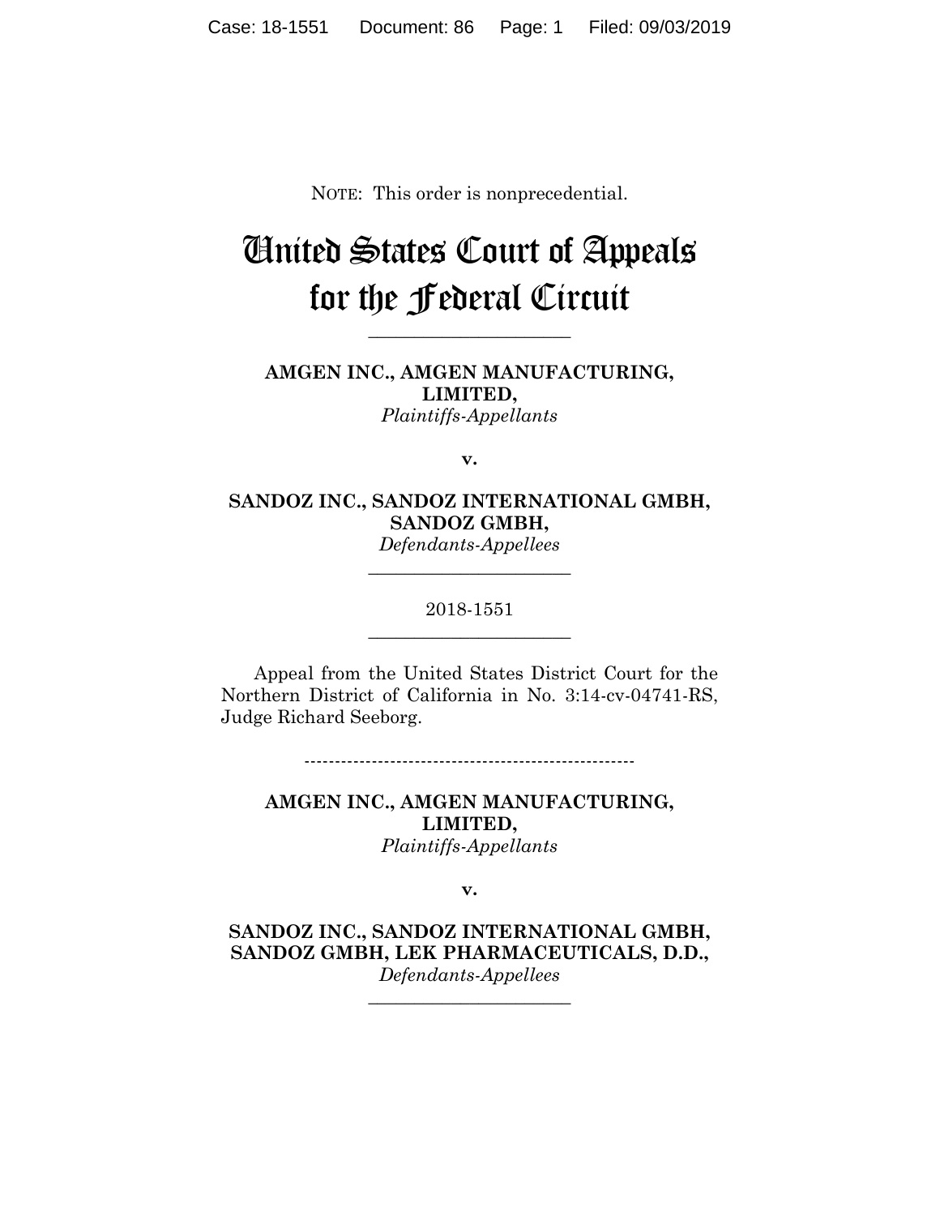NOTE: This order is nonprecedential.

# United States Court of Appeals for the Federal Circuit

______________________

**AMGEN INC., AMGEN MANUFACTURING, LIMITED,**
*Plaintiffs-Appellants*

**v.**

**SANDOZ INC., SANDOZ INTERNATIONAL GMBH, SANDOZ GMBH,**
*Defendants-Appellees*

______________________

2018-1551

______________________

Appeal from the United States District Court for the Northern District of California in No. 3:14-cv-04741-RS, Judge Richard Seeborg.

-----------------------------------------------------

**AMGEN INC., AMGEN MANUFACTURING, LIMITED,**
*Plaintiffs-Appellants*

**v.**

**SANDOZ INC., SANDOZ INTERNATIONAL GMBH, SANDOZ GMBH, LEK PHARMACEUTICALS, D.D.,**
*Defendants-Appellees*

______________________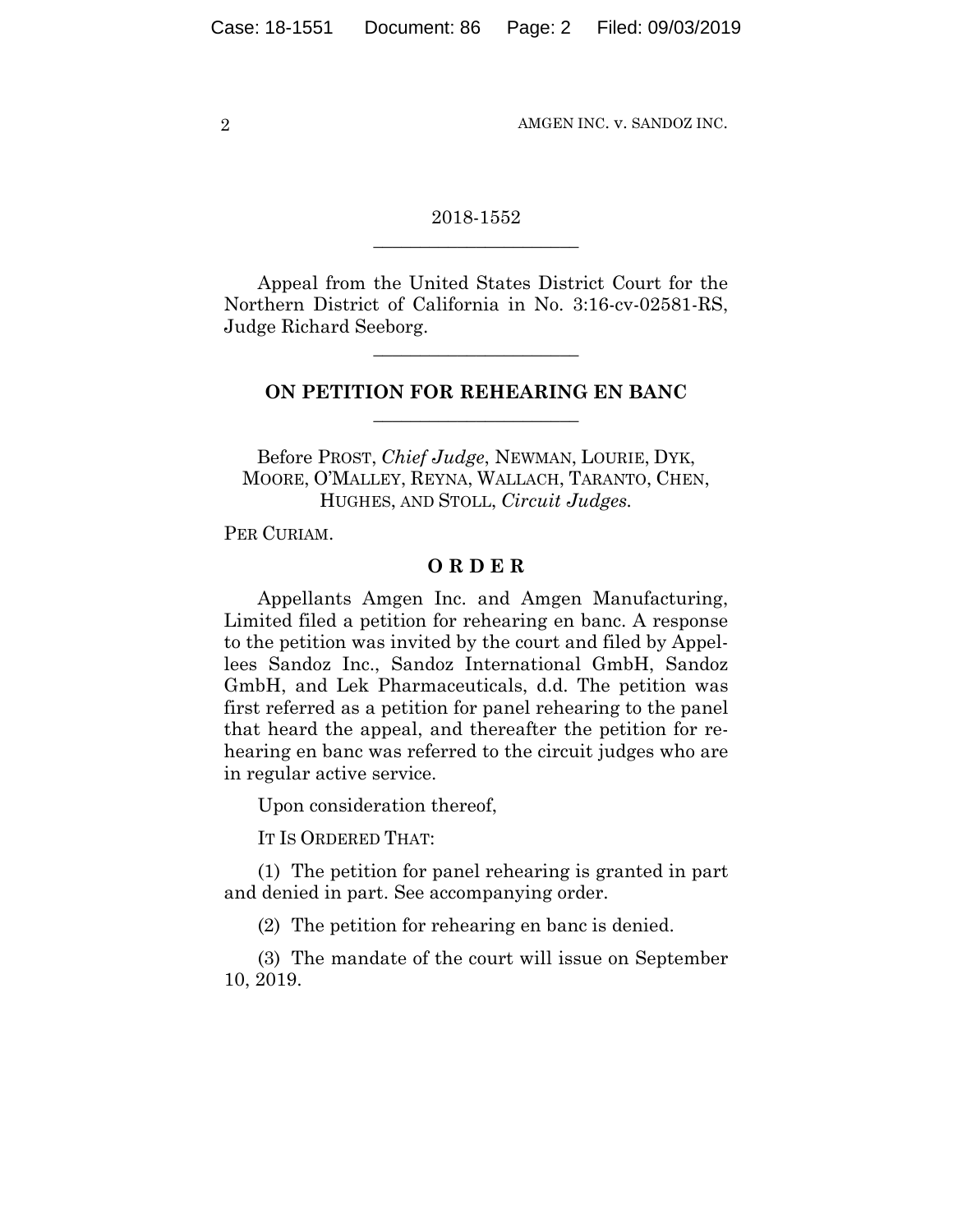2018-1552

______________________

Appeal from the United States District Court for the Northern District of California in No. 3:16-cv-02581-RS, Judge Richard Seeborg.

______________________

**ON PETITION FOR REHEARING EN BANC**

______________________

Before PROST, *Chief Judge*, NEWMAN, LOURIE, DYK, MOORE, O'MALLEY, REYNA, WALLACH, TARANTO, CHEN, HUGHES, AND STOLL, *Circuit Judges.*

PER CURIAM.

**O R D E R**

Appellants Amgen Inc. and Amgen Manufacturing, Limited filed a petition for rehearing en banc. A response to the petition was invited by the court and filed by Appellees Sandoz Inc., Sandoz International GmbH, Sandoz GmbH, and Lek Pharmaceuticals, d.d. The petition was first referred as a petition for panel rehearing to the panel that heard the appeal, and thereafter the petition for rehearing en banc was referred to the circuit judges who are in regular active service.

Upon consideration thereof,

IT IS ORDERED THAT:

(1) The petition for panel rehearing is granted in part and denied in part. See accompanying order.

(2) The petition for rehearing en banc is denied.

(3) The mandate of the court will issue on September 10, 2019.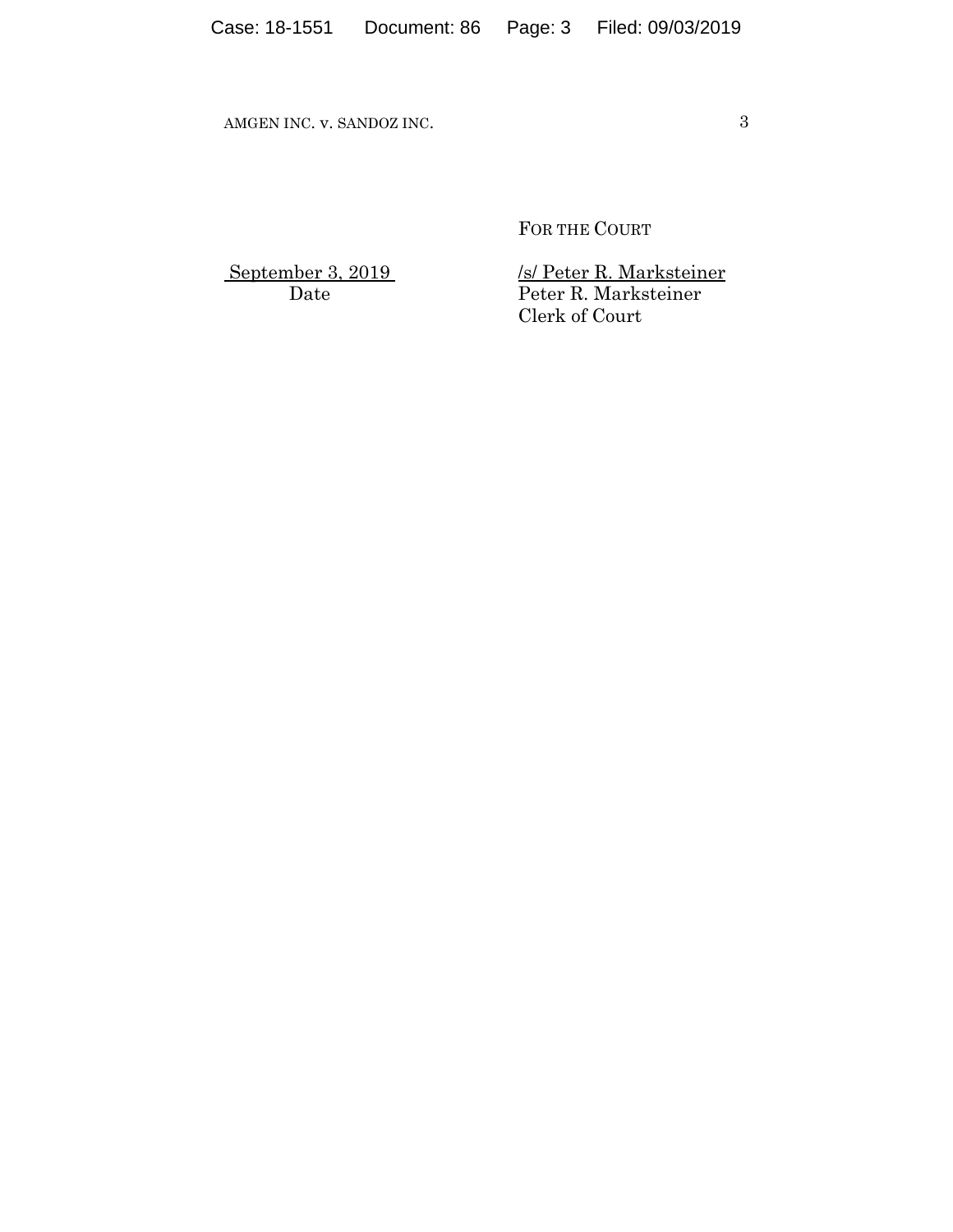FOR THE COURT

September 3, 2019
Date

/s/ Peter R. Marksteiner
Peter R. Marksteiner
Clerk of Court